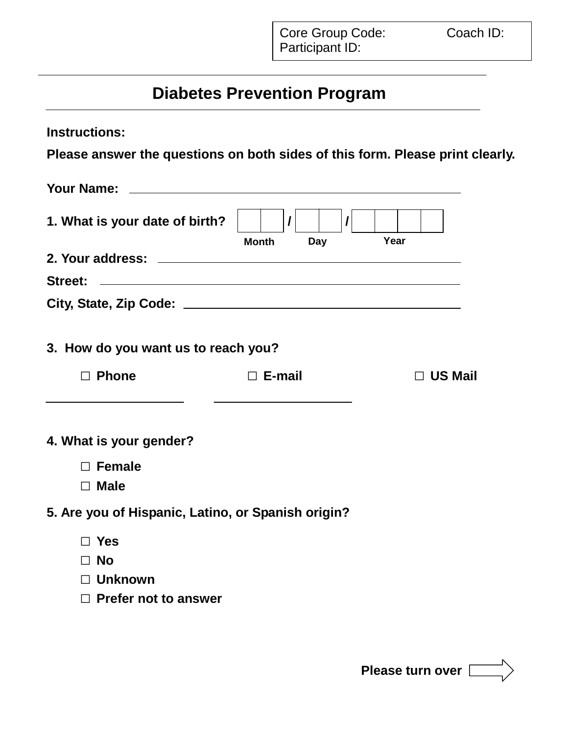Core Group Code: Coach ID:
Participant ID:

# Diabetes Prevention Program

**Instructions:**

**Please answer the questions on both sides of this form. Please print clearly.**

**Your Name:** ______________________________

**1. What is your date of birth?** __ __ / __ __ / __ __ __ __
Month / Day / Year

**2. Your address:** ______________________________

**Street:** ______________________________

**City, State, Zip Code:** ______________________________

**3. How do you want us to reach you?**

☐ **Phone** ☐ **E-mail** ☐ **US Mail**

____________________ ____________________

**4. What is your gender?**

- ☐ **Female**
- ☐ **Male**

**5. Are you of Hispanic, Latino, or Spanish origin?**

- ☐ **Yes**
- ☐ **No**
- ☐ **Unknown**
- ☐ **Prefer not to answer**

**Please turn over** ⇨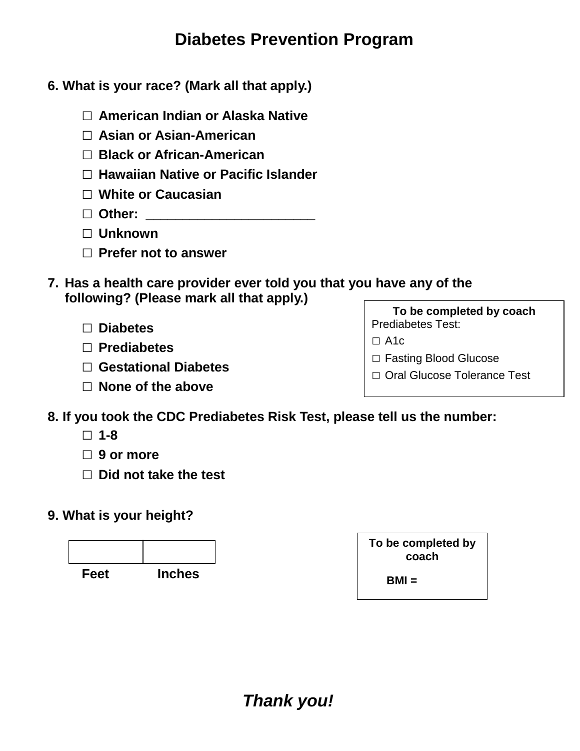# Diabetes Prevention Program

**6. What is your race? (Mark all that apply.)**

- ☐ **American Indian or Alaska Native**
- ☐ **Asian or Asian-American**
- ☐ **Black or African-American**
- ☐ **Hawaiian Native or Pacific Islander**
- ☐ **White or Caucasian**
- ☐ **Other: ______________________**
- ☐ **Unknown**
- ☐ **Prefer not to answer**

**7. Has a health care provider ever told you that you have any of the following? (Please mark all that apply.)**

- ☐ **Diabetes**
- ☐ **Prediabetes**
- ☐ **Gestational Diabetes**
- ☐ **None of the above**

**To be completed by coach**

Prediabetes Test:

- ☐ A1c
- ☐ Fasting Blood Glucose
- ☐ Oral Glucose Tolerance Test

**8. If you took the CDC Prediabetes Risk Test, please tell us the number:**

- ☐ **1-8**
- ☐ **9 or more**
- ☐ **Did not take the test**

**9. What is your height?**

| | |
|---|---|
| | |
| **Feet** | **Inches** |

**To be completed by coach**

**BMI =**

***Thank you!***